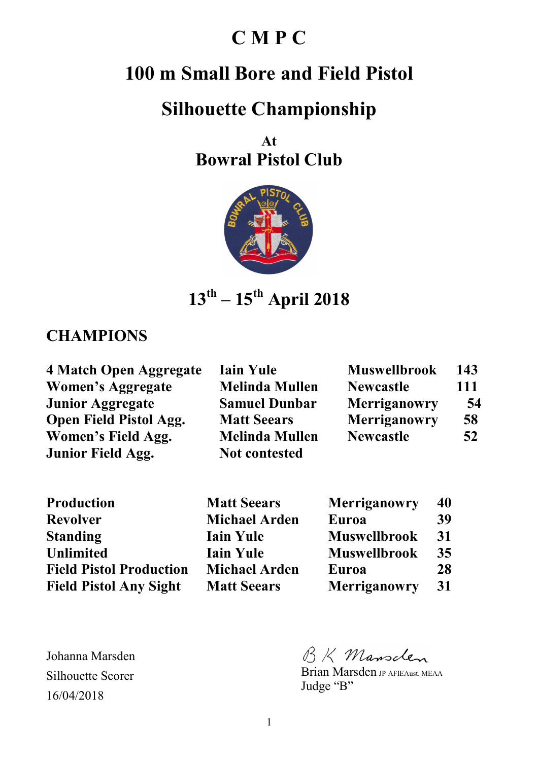# C M P C

# 100 m Small Bore and Field Pistol

# Silhouette Championship

**At**

## Bowral Pistol Club

## 13th – 15th April 2018

## CHAMPIONS

| | | | |
|---|---|---|---|
| **4 Match Open Aggregate** | **Iain Yule** | **Muswellbrook** | **143** |
| **Women's Aggregate** | **Melinda Mullen** | **Newcastle** | **111** |
| **Junior Aggregate** | **Samuel Dunbar** | **Merriganowry** | **54** |
| **Open Field Pistol Agg.** | **Matt Seears** | **Merriganowry** | **58** |
| **Women's Field Agg.** | **Melinda Mullen** | **Newcastle** | **52** |
| **Junior Field Agg.** | **Not contested** | | |

| | | | |
|---|---|---|---|
| **Production** | **Matt Seears** | **Merriganowry** | **40** |
| **Revolver** | **Michael Arden** | **Euroa** | **39** |
| **Standing** | **Iain Yule** | **Muswellbrook** | **31** |
| **Unlimited** | **Iain Yule** | **Muswellbrook** | **35** |
| **Field Pistol Production** | **Michael Arden** | **Euroa** | **28** |
| **Field Pistol Any Sight** | **Matt Seears** | **Merriganowry** | **31** |

Johanna Marsden
Silhouette Scorer
16/04/2018

B K Marsden
Brian Marsden JP AFIEAust. MEAA
Judge "B"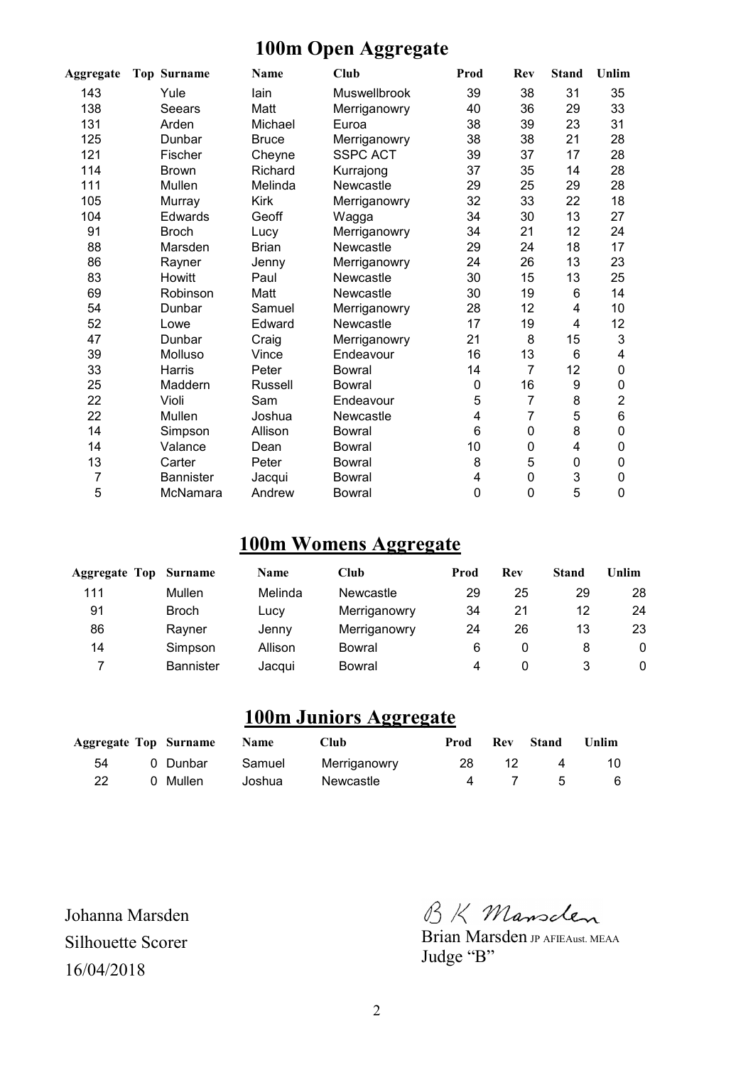# 100m Open Aggregate

| Aggregate | Top | Surname | Name | Club | Prod | Rev | Stand | Unlim |
|---|---|---|---|---|---|---|---|---|
| 143 | | Yule | Iain | Muswellbrook | 39 | 38 | 31 | 35 |
| 138 | | Seears | Matt | Merriganowry | 40 | 36 | 29 | 33 |
| 131 | | Arden | Michael | Euroa | 38 | 39 | 23 | 31 |
| 125 | | Dunbar | Bruce | Merriganowry | 38 | 38 | 21 | 28 |
| 121 | | Fischer | Cheyne | SSPC ACT | 39 | 37 | 17 | 28 |
| 114 | | Brown | Richard | Kurrajong | 37 | 35 | 14 | 28 |
| 111 | | Mullen | Melinda | Newcastle | 29 | 25 | 29 | 28 |
| 105 | | Murray | Kirk | Merriganowry | 32 | 33 | 22 | 18 |
| 104 | | Edwards | Geoff | Wagga | 34 | 30 | 13 | 27 |
| 91 | | Broch | Lucy | Merriganowry | 34 | 21 | 12 | 24 |
| 88 | | Marsden | Brian | Newcastle | 29 | 24 | 18 | 17 |
| 86 | | Rayner | Jenny | Merriganowry | 24 | 26 | 13 | 23 |
| 83 | | Howitt | Paul | Newcastle | 30 | 15 | 13 | 25 |
| 69 | | Robinson | Matt | Newcastle | 30 | 19 | 6 | 14 |
| 54 | | Dunbar | Samuel | Merriganowry | 28 | 12 | 4 | 10 |
| 52 | | Lowe | Edward | Newcastle | 17 | 19 | 4 | 12 |
| 47 | | Dunbar | Craig | Merriganowry | 21 | 8 | 15 | 3 |
| 39 | | Molluso | Vince | Endeavour | 16 | 13 | 6 | 4 |
| 33 | | Harris | Peter | Bowral | 14 | 7 | 12 | 0 |
| 25 | | Maddern | Russell | Bowral | 0 | 16 | 9 | 0 |
| 22 | | Violi | Sam | Endeavour | 5 | 7 | 8 | 2 |
| 22 | | Mullen | Joshua | Newcastle | 4 | 7 | 5 | 6 |
| 14 | | Simpson | Allison | Bowral | 6 | 0 | 8 | 0 |
| 14 | | Valance | Dean | Bowral | 10 | 0 | 4 | 0 |
| 13 | | Carter | Peter | Bowral | 8 | 5 | 0 | 0 |
| 7 | | Bannister | Jacqui | Bowral | 4 | 0 | 3 | 0 |
| 5 | | McNamara | Andrew | Bowral | 0 | 0 | 5 | 0 |

# 100m Womens Aggregate

| Aggregate | Top | Surname | Name | Club | Prod | Rev | Stand | Unlim |
|---|---|---|---|---|---|---|---|---|
| 111 | | Mullen | Melinda | Newcastle | 29 | 25 | 29 | 28 |
| 91 | | Broch | Lucy | Merriganowry | 34 | 21 | 12 | 24 |
| 86 | | Rayner | Jenny | Merriganowry | 24 | 26 | 13 | 23 |
| 14 | | Simpson | Allison | Bowral | 6 | 0 | 8 | 0 |
| 7 | | Bannister | Jacqui | Bowral | 4 | 0 | 3 | 0 |

# 100m Juniors Aggregate

| Aggregate | Top | Surname | Name | Club | Prod | Rev | Stand | Unlim |
|---|---|---|---|---|---|---|---|---|
| 54 | 0 | Dunbar | Samuel | Merriganowry | 28 | 12 | 4 | 10 |
| 22 | 0 | Mullen | Joshua | Newcastle | 4 | 7 | 5 | 6 |

Johanna Marsden
Silhouette Scorer
16/04/2018

B K Marsden
Brian Marsden JP AFIEAust. MEAA
Judge "B"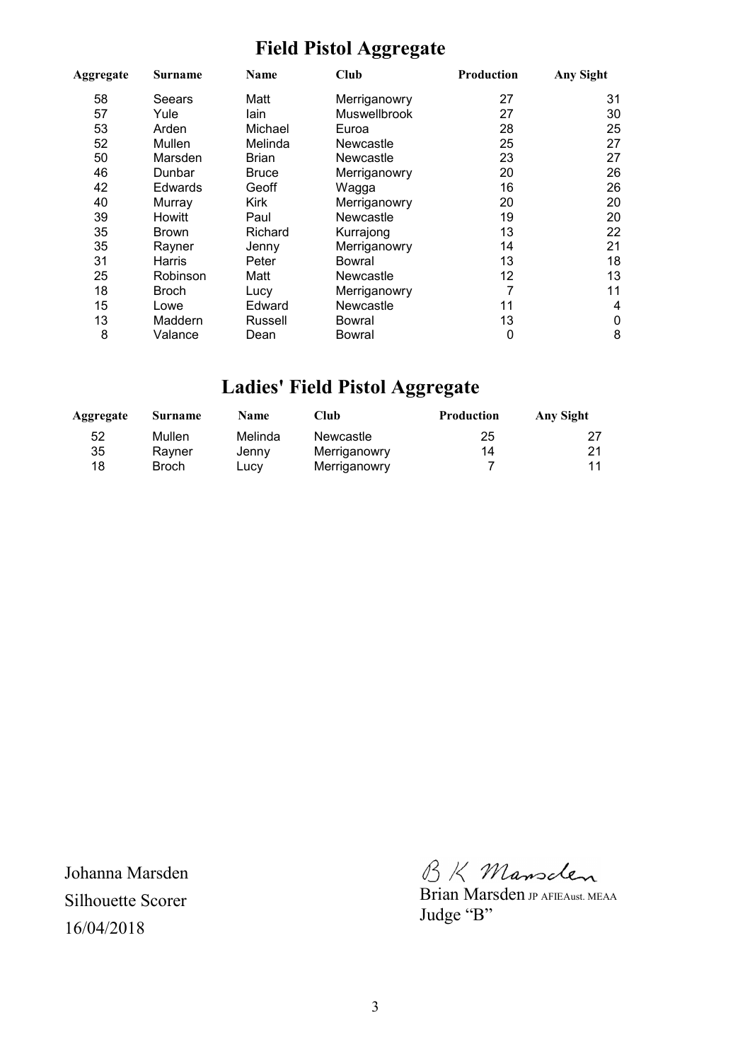# Field Pistol Aggregate

| Aggregate | Surname | Name | Club | Production | Any Sight |
|---|---|---|---|---|---|
| 58 | Seears | Matt | Merriganowry | 27 | 31 |
| 57 | Yule | Iain | Muswellbrook | 27 | 30 |
| 53 | Arden | Michael | Euroa | 28 | 25 |
| 52 | Mullen | Melinda | Newcastle | 25 | 27 |
| 50 | Marsden | Brian | Newcastle | 23 | 27 |
| 46 | Dunbar | Bruce | Merriganowry | 20 | 26 |
| 42 | Edwards | Geoff | Wagga | 16 | 26 |
| 40 | Murray | Kirk | Merriganowry | 20 | 20 |
| 39 | Howitt | Paul | Newcastle | 19 | 20 |
| 35 | Brown | Richard | Kurrajong | 13 | 22 |
| 35 | Rayner | Jenny | Merriganowry | 14 | 21 |
| 31 | Harris | Peter | Bowral | 13 | 18 |
| 25 | Robinson | Matt | Newcastle | 12 | 13 |
| 18 | Broch | Lucy | Merriganowry | 7 | 11 |
| 15 | Lowe | Edward | Newcastle | 11 | 4 |
| 13 | Maddern | Russell | Bowral | 13 | 0 |
| 8 | Valance | Dean | Bowral | 0 | 8 |

# Ladies' Field Pistol Aggregate

| Aggregate | Surname | Name | Club | Production | Any Sight |
|---|---|---|---|---|---|
| 52 | Mullen | Melinda | Newcastle | 25 | 27 |
| 35 | Rayner | Jenny | Merriganowry | 14 | 21 |
| 18 | Broch | Lucy | Merriganowry | 7 | 11 |

Johanna Marsden
Silhouette Scorer
16/04/2018

B K Marsden
Brian Marsden JP AFIEAust. MEAA
Judge "B"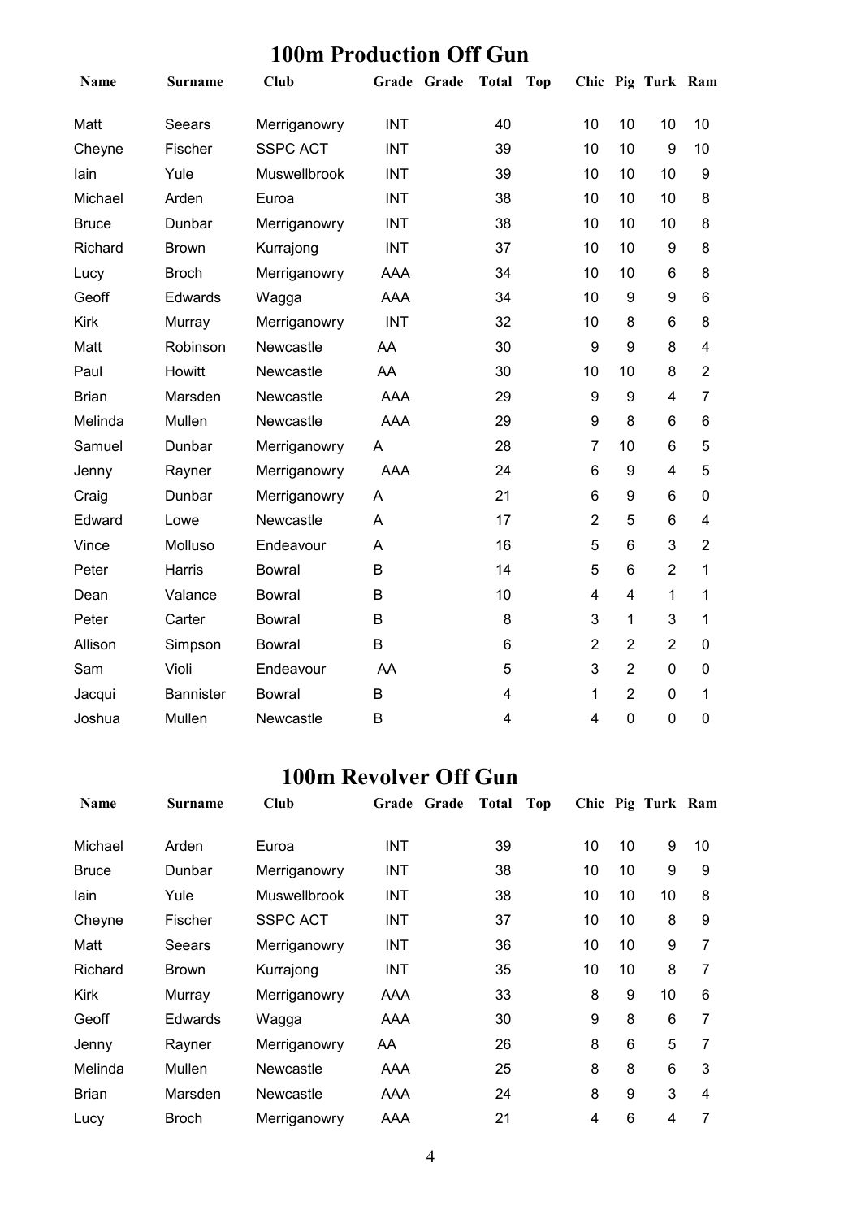## 100m Production Off Gun

| Name | Surname | Club | Grade | Grade | Total | Top | Chic | Pig | Turk | Ram |
|---|---|---|---|---|---|---|---|---|---|---|
| Matt | Seears | Merriganowry | INT | | 40 | | 10 | 10 | 10 | 10 |
| Cheyne | Fischer | SSPC ACT | INT | | 39 | | 10 | 10 | 9 | 10 |
| Iain | Yule | Muswellbrook | INT | | 39 | | 10 | 10 | 10 | 9 |
| Michael | Arden | Euroa | INT | | 38 | | 10 | 10 | 10 | 8 |
| Bruce | Dunbar | Merriganowry | INT | | 38 | | 10 | 10 | 10 | 8 |
| Richard | Brown | Kurrajong | INT | | 37 | | 10 | 10 | 9 | 8 |
| Lucy | Broch | Merriganowry | AAA | | 34 | | 10 | 10 | 6 | 8 |
| Geoff | Edwards | Wagga | AAA | | 34 | | 10 | 9 | 9 | 6 |
| Kirk | Murray | Merriganowry | INT | | 32 | | 10 | 8 | 6 | 8 |
| Matt | Robinson | Newcastle | AA | | 30 | | 9 | 9 | 8 | 4 |
| Paul | Howitt | Newcastle | AA | | 30 | | 10 | 10 | 8 | 2 |
| Brian | Marsden | Newcastle | AAA | | 29 | | 9 | 9 | 4 | 7 |
| Melinda | Mullen | Newcastle | AAA | | 29 | | 9 | 8 | 6 | 6 |
| Samuel | Dunbar | Merriganowry | A | | 28 | | 7 | 10 | 6 | 5 |
| Jenny | Rayner | Merriganowry | AAA | | 24 | | 6 | 9 | 4 | 5 |
| Craig | Dunbar | Merriganowry | A | | 21 | | 6 | 9 | 6 | 0 |
| Edward | Lowe | Newcastle | A | | 17 | | 2 | 5 | 6 | 4 |
| Vince | Molluso | Endeavour | A | | 16 | | 5 | 6 | 3 | 2 |
| Peter | Harris | Bowral | B | | 14 | | 5 | 6 | 2 | 1 |
| Dean | Valance | Bowral | B | | 10 | | 4 | 4 | 1 | 1 |
| Peter | Carter | Bowral | B | | 8 | | 3 | 1 | 3 | 1 |
| Allison | Simpson | Bowral | B | | 6 | | 2 | 2 | 2 | 0 |
| Sam | Violi | Endeavour | AA | | 5 | | 3 | 2 | 0 | 0 |
| Jacqui | Bannister | Bowral | B | | 4 | | 1 | 2 | 0 | 1 |
| Joshua | Mullen | Newcastle | B | | 4 | | 4 | 0 | 0 | 0 |

## 100m Revolver Off Gun

| Name | Surname | Club | Grade | Grade | Total | Top | Chic | Pig | Turk | Ram |
|---|---|---|---|---|---|---|---|---|---|---|
| Michael | Arden | Euroa | INT | | 39 | | 10 | 10 | 9 | 10 |
| Bruce | Dunbar | Merriganowry | INT | | 38 | | 10 | 10 | 9 | 9 |
| Iain | Yule | Muswellbrook | INT | | 38 | | 10 | 10 | 10 | 8 |
| Cheyne | Fischer | SSPC ACT | INT | | 37 | | 10 | 10 | 8 | 9 |
| Matt | Seears | Merriganowry | INT | | 36 | | 10 | 10 | 9 | 7 |
| Richard | Brown | Kurrajong | INT | | 35 | | 10 | 10 | 8 | 7 |
| Kirk | Murray | Merriganowry | AAA | | 33 | | 8 | 9 | 10 | 6 |
| Geoff | Edwards | Wagga | AAA | | 30 | | 9 | 8 | 6 | 7 |
| Jenny | Rayner | Merriganowry | AA | | 26 | | 8 | 6 | 5 | 7 |
| Melinda | Mullen | Newcastle | AAA | | 25 | | 8 | 8 | 6 | 3 |
| Brian | Marsden | Newcastle | AAA | | 24 | | 8 | 9 | 3 | 4 |
| Lucy | Broch | Merriganowry | AAA | | 21 | | 4 | 6 | 4 | 7 |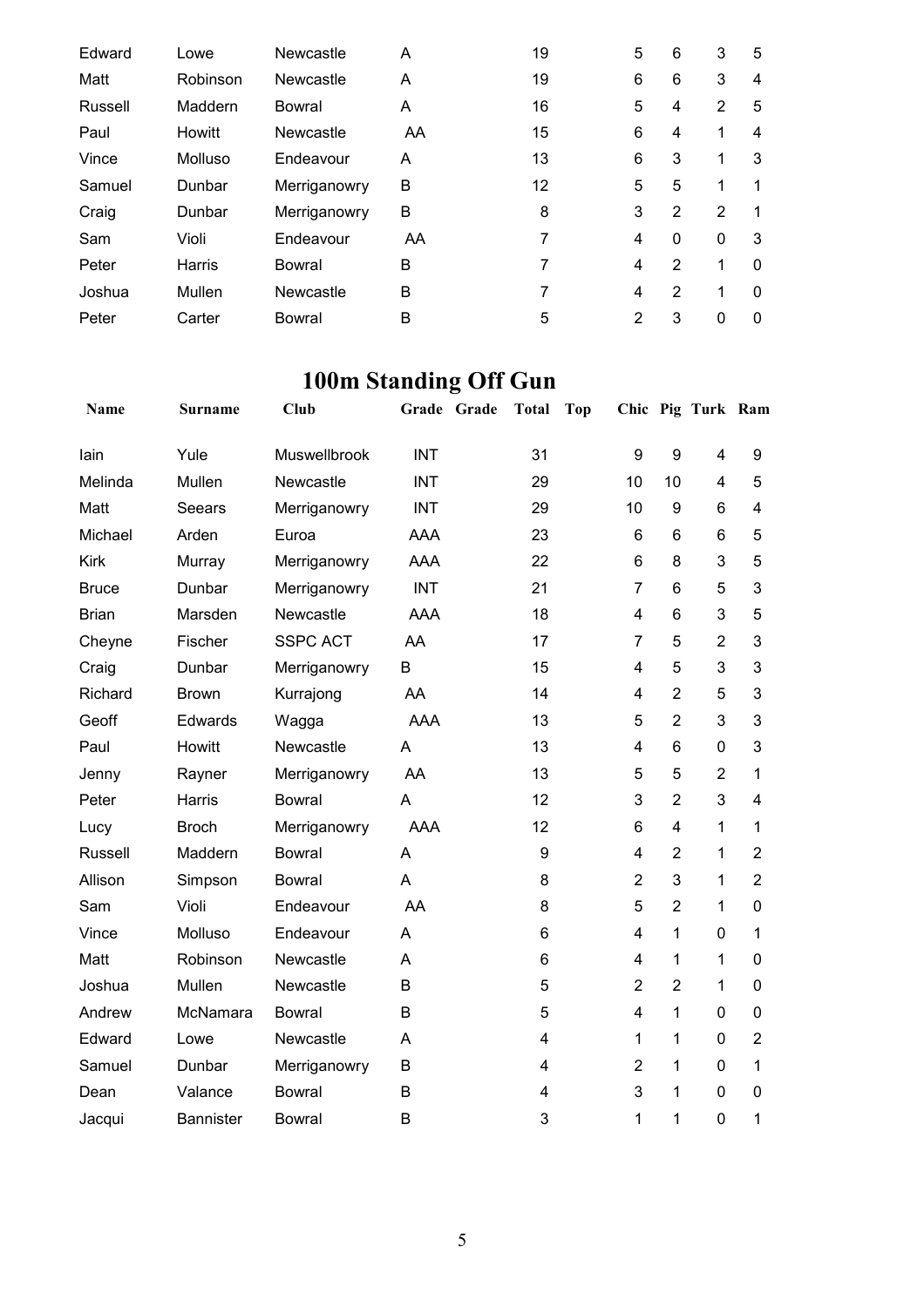| | | | | | | | | | |
|---|---|---|---|---|---|---|---|---|---|
| Edward | Lowe | Newcastle | A | 19 | | 5 | 6 | 3 | 5 |
| Matt | Robinson | Newcastle | A | 19 | | 6 | 6 | 3 | 4 |
| Russell | Maddern | Bowral | A | 16 | | 5 | 4 | 2 | 5 |
| Paul | Howitt | Newcastle | AA | 15 | | 6 | 4 | 1 | 4 |
| Vince | Molluso | Endeavour | A | 13 | | 6 | 3 | 1 | 3 |
| Samuel | Dunbar | Merriganowry | B | 12 | | 5 | 5 | 1 | 1 |
| Craig | Dunbar | Merriganowry | B | 8 | | 3 | 2 | 2 | 1 |
| Sam | Violi | Endeavour | AA | 7 | | 4 | 0 | 0 | 3 |
| Peter | Harris | Bowral | B | 7 | | 4 | 2 | 1 | 0 |
| Joshua | Mullen | Newcastle | B | 7 | | 4 | 2 | 1 | 0 |
| Peter | Carter | Bowral | B | 5 | | 2 | 3 | 0 | 0 |

# 100m Standing Off Gun

| Name | Surname | Club | Grade | Grade | Total | Top | Chic | Pig | Turk | Ram |
|---|---|---|---|---|---|---|---|---|---|---|
| Iain | Yule | Muswellbrook | INT | | 31 | | 9 | 9 | 4 | 9 |
| Melinda | Mullen | Newcastle | INT | | 29 | | 10 | 10 | 4 | 5 |
| Matt | Seears | Merriganowry | INT | | 29 | | 10 | 9 | 6 | 4 |
| Michael | Arden | Euroa | AAA | | 23 | | 6 | 6 | 6 | 5 |
| Kirk | Murray | Merriganowry | AAA | | 22 | | 6 | 8 | 3 | 5 |
| Bruce | Dunbar | Merriganowry | INT | | 21 | | 7 | 6 | 5 | 3 |
| Brian | Marsden | Newcastle | AAA | | 18 | | 4 | 6 | 3 | 5 |
| Cheyne | Fischer | SSPC ACT | AA | | 17 | | 7 | 5 | 2 | 3 |
| Craig | Dunbar | Merriganowry | B | | 15 | | 4 | 5 | 3 | 3 |
| Richard | Brown | Kurrajong | AA | | 14 | | 4 | 2 | 5 | 3 |
| Geoff | Edwards | Wagga | AAA | | 13 | | 5 | 2 | 3 | 3 |
| Paul | Howitt | Newcastle | A | | 13 | | 4 | 6 | 0 | 3 |
| Jenny | Rayner | Merriganowry | AA | | 13 | | 5 | 5 | 2 | 1 |
| Peter | Harris | Bowral | A | | 12 | | 3 | 2 | 3 | 4 |
| Lucy | Broch | Merriganowry | AAA | | 12 | | 6 | 4 | 1 | 1 |
| Russell | Maddern | Bowral | A | | 9 | | 4 | 2 | 1 | 2 |
| Allison | Simpson | Bowral | A | | 8 | | 2 | 3 | 1 | 2 |
| Sam | Violi | Endeavour | AA | | 8 | | 5 | 2 | 1 | 0 |
| Vince | Molluso | Endeavour | A | | 6 | | 4 | 1 | 0 | 1 |
| Matt | Robinson | Newcastle | A | | 6 | | 4 | 1 | 1 | 0 |
| Joshua | Mullen | Newcastle | B | | 5 | | 2 | 2 | 1 | 0 |
| Andrew | McNamara | Bowral | B | | 5 | | 4 | 1 | 0 | 0 |
| Edward | Lowe | Newcastle | A | | 4 | | 1 | 1 | 0 | 2 |
| Samuel | Dunbar | Merriganowry | B | | 4 | | 2 | 1 | 0 | 1 |
| Dean | Valance | Bowral | B | | 4 | | 3 | 1 | 0 | 0 |
| Jacqui | Bannister | Bowral | B | | 3 | | 1 | 1 | 0 | 1 |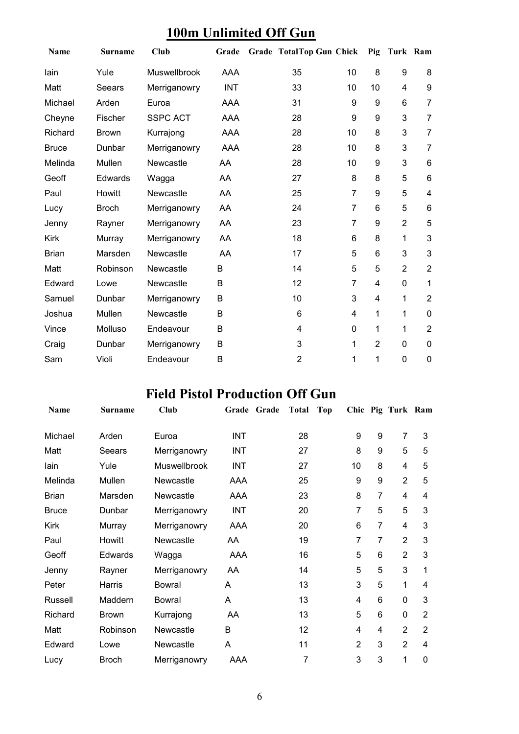# 100m Unlimited Off Gun

| Name | Surname | Club | Grade | Grade | Total | Top Gun | Chick | Pig | Turk | Ram |
|---|---|---|---|---|---|---|---|---|---|---|
| Iain | Yule | Muswellbrook | AAA | | 35 | | 10 | 8 | 9 | 8 |
| Matt | Seears | Merriganowry | INT | | 33 | | 10 | 10 | 4 | 9 |
| Michael | Arden | Euroa | AAA | | 31 | | 9 | 9 | 6 | 7 |
| Cheyne | Fischer | SSPC ACT | AAA | | 28 | | 9 | 9 | 3 | 7 |
| Richard | Brown | Kurrajong | AAA | | 28 | | 10 | 8 | 3 | 7 |
| Bruce | Dunbar | Merriganowry | AAA | | 28 | | 10 | 8 | 3 | 7 |
| Melinda | Mullen | Newcastle | AA | | 28 | | 10 | 9 | 3 | 6 |
| Geoff | Edwards | Wagga | AA | | 27 | | 8 | 8 | 5 | 6 |
| Paul | Howitt | Newcastle | AA | | 25 | | 7 | 9 | 5 | 4 |
| Lucy | Broch | Merriganowry | AA | | 24 | | 7 | 6 | 5 | 6 |
| Jenny | Rayner | Merriganowry | AA | | 23 | | 7 | 9 | 2 | 5 |
| Kirk | Murray | Merriganowry | AA | | 18 | | 6 | 8 | 1 | 3 |
| Brian | Marsden | Newcastle | AA | | 17 | | 5 | 6 | 3 | 3 |
| Matt | Robinson | Newcastle | B | | 14 | | 5 | 5 | 2 | 2 |
| Edward | Lowe | Newcastle | B | | 12 | | 7 | 4 | 0 | 1 |
| Samuel | Dunbar | Merriganowry | B | | 10 | | 3 | 4 | 1 | 2 |
| Joshua | Mullen | Newcastle | B | | 6 | | 4 | 1 | 1 | 0 |
| Vince | Molluso | Endeavour | B | | 4 | | 0 | 1 | 1 | 2 |
| Craig | Dunbar | Merriganowry | B | | 3 | | 1 | 2 | 0 | 0 |
| Sam | Violi | Endeavour | B | | 2 | | 1 | 1 | 0 | 0 |

# Field Pistol Production Off Gun

| Name | Surname | Club | Grade | Grade | Total | Top | Chic | Pig | Turk | Ram |
|---|---|---|---|---|---|---|---|---|---|---|
| Michael | Arden | Euroa | INT | | 28 | | 9 | 9 | 7 | 3 |
| Matt | Seears | Merriganowry | INT | | 27 | | 8 | 9 | 5 | 5 |
| Iain | Yule | Muswellbrook | INT | | 27 | | 10 | 8 | 4 | 5 |
| Melinda | Mullen | Newcastle | AAA | | 25 | | 9 | 9 | 2 | 5 |
| Brian | Marsden | Newcastle | AAA | | 23 | | 8 | 7 | 4 | 4 |
| Bruce | Dunbar | Merriganowry | INT | | 20 | | 7 | 5 | 5 | 3 |
| Kirk | Murray | Merriganowry | AAA | | 20 | | 6 | 7 | 4 | 3 |
| Paul | Howitt | Newcastle | AA | | 19 | | 7 | 7 | 2 | 3 |
| Geoff | Edwards | Wagga | AAA | | 16 | | 5 | 6 | 2 | 3 |
| Jenny | Rayner | Merriganowry | AA | | 14 | | 5 | 5 | 3 | 1 |
| Peter | Harris | Bowral | A | | 13 | | 3 | 5 | 1 | 4 |
| Russell | Maddern | Bowral | A | | 13 | | 4 | 6 | 0 | 3 |
| Richard | Brown | Kurrajong | AA | | 13 | | 5 | 6 | 0 | 2 |
| Matt | Robinson | Newcastle | B | | 12 | | 4 | 4 | 2 | 2 |
| Edward | Lowe | Newcastle | A | | 11 | | 2 | 3 | 2 | 4 |
| Lucy | Broch | Merriganowry | AAA | | 7 | | 3 | 3 | 1 | 0 |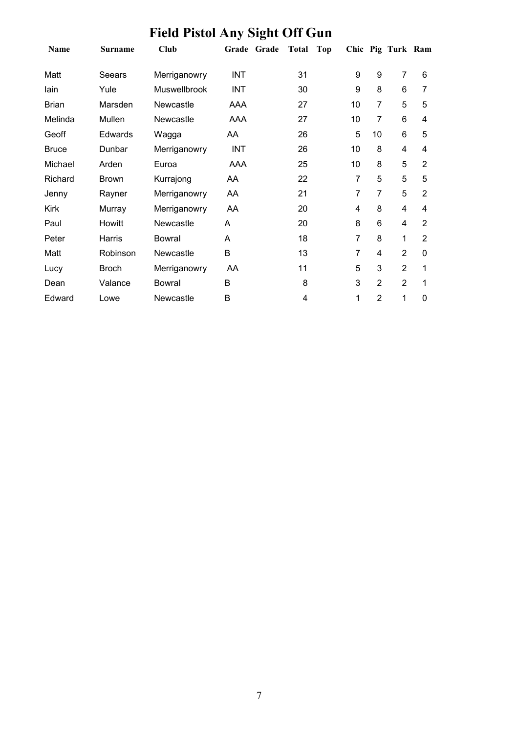# Field Pistol Any Sight Off Gun

| Name | Surname | Club | Grade | Grade | Total | Top | Chic | Pig | Turk | Ram |
|---|---|---|---|---|---|---|---|---|---|---|
| Matt | Seears | Merriganowry | INT | | 31 | | 9 | 9 | 7 | 6 |
| Iain | Yule | Muswellbrook | INT | | 30 | | 9 | 8 | 6 | 7 |
| Brian | Marsden | Newcastle | AAA | | 27 | | 10 | 7 | 5 | 5 |
| Melinda | Mullen | Newcastle | AAA | | 27 | | 10 | 7 | 6 | 4 |
| Geoff | Edwards | Wagga | AA | | 26 | | 5 | 10 | 6 | 5 |
| Bruce | Dunbar | Merriganowry | INT | | 26 | | 10 | 8 | 4 | 4 |
| Michael | Arden | Euroa | AAA | | 25 | | 10 | 8 | 5 | 2 |
| Richard | Brown | Kurrajong | AA | | 22 | | 7 | 5 | 5 | 5 |
| Jenny | Rayner | Merriganowry | AA | | 21 | | 7 | 7 | 5 | 2 |
| Kirk | Murray | Merriganowry | AA | | 20 | | 4 | 8 | 4 | 4 |
| Paul | Howitt | Newcastle | A | | 20 | | 8 | 6 | 4 | 2 |
| Peter | Harris | Bowral | A | | 18 | | 7 | 8 | 1 | 2 |
| Matt | Robinson | Newcastle | B | | 13 | | 7 | 4 | 2 | 0 |
| Lucy | Broch | Merriganowry | AA | | 11 | | 5 | 3 | 2 | 1 |
| Dean | Valance | Bowral | B | | 8 | | 3 | 2 | 2 | 1 |
| Edward | Lowe | Newcastle | B | | 4 | | 1 | 2 | 1 | 0 |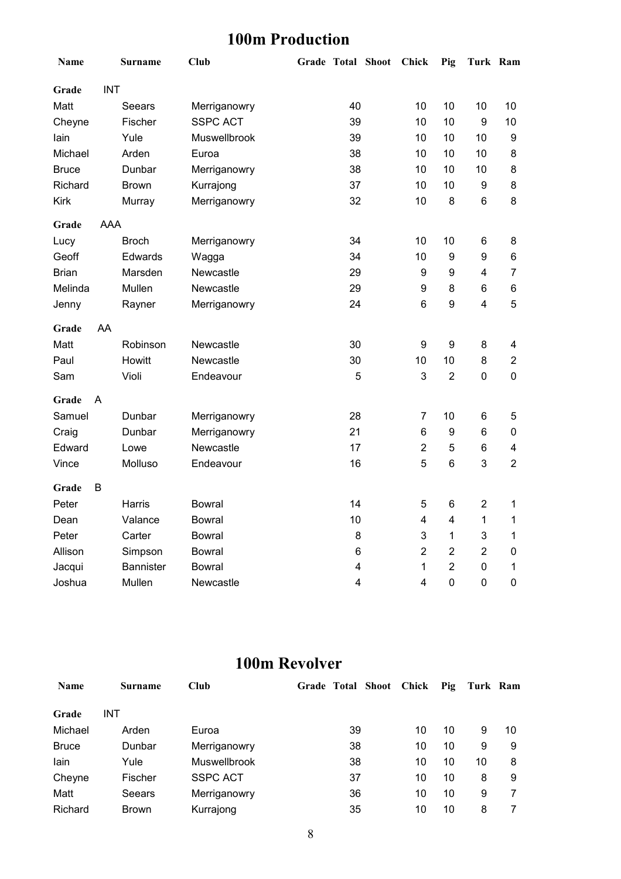## 100m Production

| Name | Surname | Club | Grade | Total | Shoot | Chick | Pig | Turk | Ram |
|---|---|---|---|---|---|---|---|---|---|
| **Grade** INT | | | | | | | | | |
| Matt | Seears | Merriganowry | | 40 | | 10 | 10 | 10 | 10 |
| Cheyne | Fischer | SSPC ACT | | 39 | | 10 | 10 | 9 | 10 |
| Iain | Yule | Muswellbrook | | 39 | | 10 | 10 | 10 | 9 |
| Michael | Arden | Euroa | | 38 | | 10 | 10 | 10 | 8 |
| Bruce | Dunbar | Merriganowry | | 38 | | 10 | 10 | 10 | 8 |
| Richard | Brown | Kurrajong | | 37 | | 10 | 10 | 9 | 8 |
| Kirk | Murray | Merriganowry | | 32 | | 10 | 8 | 6 | 8 |
| **Grade** AAA | | | | | | | | | |
| Lucy | Broch | Merriganowry | | 34 | | 10 | 10 | 6 | 8 |
| Geoff | Edwards | Wagga | | 34 | | 10 | 9 | 9 | 6 |
| Brian | Marsden | Newcastle | | 29 | | 9 | 9 | 4 | 7 |
| Melinda | Mullen | Newcastle | | 29 | | 9 | 8 | 6 | 6 |
| Jenny | Rayner | Merriganowry | | 24 | | 6 | 9 | 4 | 5 |
| **Grade** AA | | | | | | | | | |
| Matt | Robinson | Newcastle | | 30 | | 9 | 9 | 8 | 4 |
| Paul | Howitt | Newcastle | | 30 | | 10 | 10 | 8 | 2 |
| Sam | Violi | Endeavour | | 5 | | 3 | 2 | 0 | 0 |
| **Grade** A | | | | | | | | | |
| Samuel | Dunbar | Merriganowry | | 28 | | 7 | 10 | 6 | 5 |
| Craig | Dunbar | Merriganowry | | 21 | | 6 | 9 | 6 | 0 |
| Edward | Lowe | Newcastle | | 17 | | 2 | 5 | 6 | 4 |
| Vince | Molluso | Endeavour | | 16 | | 5 | 6 | 3 | 2 |
| **Grade** B | | | | | | | | | |
| Peter | Harris | Bowral | | 14 | | 5 | 6 | 2 | 1 |
| Dean | Valance | Bowral | | 10 | | 4 | 4 | 1 | 1 |
| Peter | Carter | Bowral | | 8 | | 3 | 1 | 3 | 1 |
| Allison | Simpson | Bowral | | 6 | | 2 | 2 | 2 | 0 |
| Jacqui | Bannister | Bowral | | 4 | | 1 | 2 | 0 | 1 |
| Joshua | Mullen | Newcastle | | 4 | | 4 | 0 | 0 | 0 |

## 100m Revolver

| Name | Surname | Club | Grade | Total | Shoot | Chick | Pig | Turk | Ram |
|---|---|---|---|---|---|---|---|---|---|
| **Grade** INT | | | | | | | | | |
| Michael | Arden | Euroa | | 39 | | 10 | 10 | 9 | 10 |
| Bruce | Dunbar | Merriganowry | | 38 | | 10 | 10 | 9 | 9 |
| Iain | Yule | Muswellbrook | | 38 | | 10 | 10 | 10 | 8 |
| Cheyne | Fischer | SSPC ACT | | 37 | | 10 | 10 | 8 | 9 |
| Matt | Seears | Merriganowry | | 36 | | 10 | 10 | 9 | 7 |
| Richard | Brown | Kurrajong | | 35 | | 10 | 10 | 8 | 7 |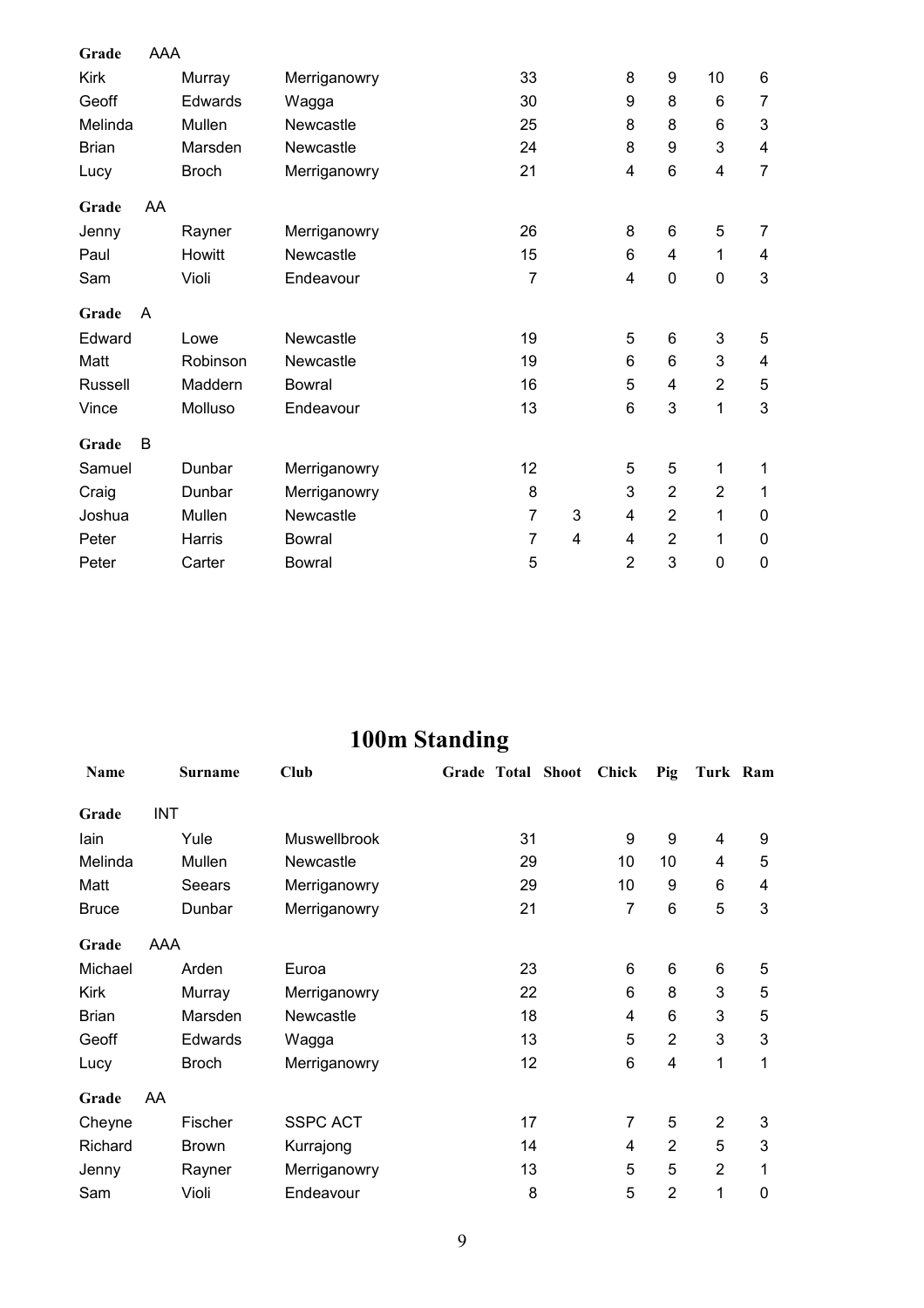| Name | Surname | Club | Grade | Total | Shoot | Chick | Pig | Turk | Ram |
|---|---|---|---|---|---|---|---|---|---|
| **Grade** | AAA | | | | | | | | |
| Kirk | Murray | Merriganowry | | 33 | | 8 | 9 | 10 | 6 |
| Geoff | Edwards | Wagga | | 30 | | 9 | 8 | 6 | 7 |
| Melinda | Mullen | Newcastle | | 25 | | 8 | 8 | 6 | 3 |
| Brian | Marsden | Newcastle | | 24 | | 8 | 9 | 3 | 4 |
| Lucy | Broch | Merriganowry | | 21 | | 4 | 6 | 4 | 7 |
| **Grade** | AA | | | | | | | | |
| Jenny | Rayner | Merriganowry | | 26 | | 8 | 6 | 5 | 7 |
| Paul | Howitt | Newcastle | | 15 | | 6 | 4 | 1 | 4 |
| Sam | Violi | Endeavour | | 7 | | 4 | 0 | 0 | 3 |
| **Grade** | A | | | | | | | | |
| Edward | Lowe | Newcastle | | 19 | | 5 | 6 | 3 | 5 |
| Matt | Robinson | Newcastle | | 19 | | 6 | 6 | 3 | 4 |
| Russell | Maddern | Bowral | | 16 | | 5 | 4 | 2 | 5 |
| Vince | Molluso | Endeavour | | 13 | | 6 | 3 | 1 | 3 |
| **Grade** | B | | | | | | | | |
| Samuel | Dunbar | Merriganowry | | 12 | | 5 | 5 | 1 | 1 |
| Craig | Dunbar | Merriganowry | | 8 | | 3 | 2 | 2 | 1 |
| Joshua | Mullen | Newcastle | | 7 | 3 | 4 | 2 | 1 | 0 |
| Peter | Harris | Bowral | | 7 | 4 | 4 | 2 | 1 | 0 |
| Peter | Carter | Bowral | | 5 | | 2 | 3 | 0 | 0 |

# 100m Standing

| Name | Surname | Club | Grade | Total | Shoot | Chick | Pig | Turk | Ram |
|---|---|---|---|---|---|---|---|---|---|
| **Grade** | INT | | | | | | | | |
| Iain | Yule | Muswellbrook | | 31 | | 9 | 9 | 4 | 9 |
| Melinda | Mullen | Newcastle | | 29 | | 10 | 10 | 4 | 5 |
| Matt | Seears | Merriganowry | | 29 | | 10 | 9 | 6 | 4 |
| Bruce | Dunbar | Merriganowry | | 21 | | 7 | 6 | 5 | 3 |
| **Grade** | AAA | | | | | | | | |
| Michael | Arden | Euroa | | 23 | | 6 | 6 | 6 | 5 |
| Kirk | Murray | Merriganowry | | 22 | | 6 | 8 | 3 | 5 |
| Brian | Marsden | Newcastle | | 18 | | 4 | 6 | 3 | 5 |
| Geoff | Edwards | Wagga | | 13 | | 5 | 2 | 3 | 3 |
| Lucy | Broch | Merriganowry | | 12 | | 6 | 4 | 1 | 1 |
| **Grade** | AA | | | | | | | | |
| Cheyne | Fischer | SSPC ACT | | 17 | | 7 | 5 | 2 | 3 |
| Richard | Brown | Kurrajong | | 14 | | 4 | 2 | 5 | 3 |
| Jenny | Rayner | Merriganowry | | 13 | | 5 | 5 | 2 | 1 |
| Sam | Violi | Endeavour | | 8 | | 5 | 2 | 1 | 0 |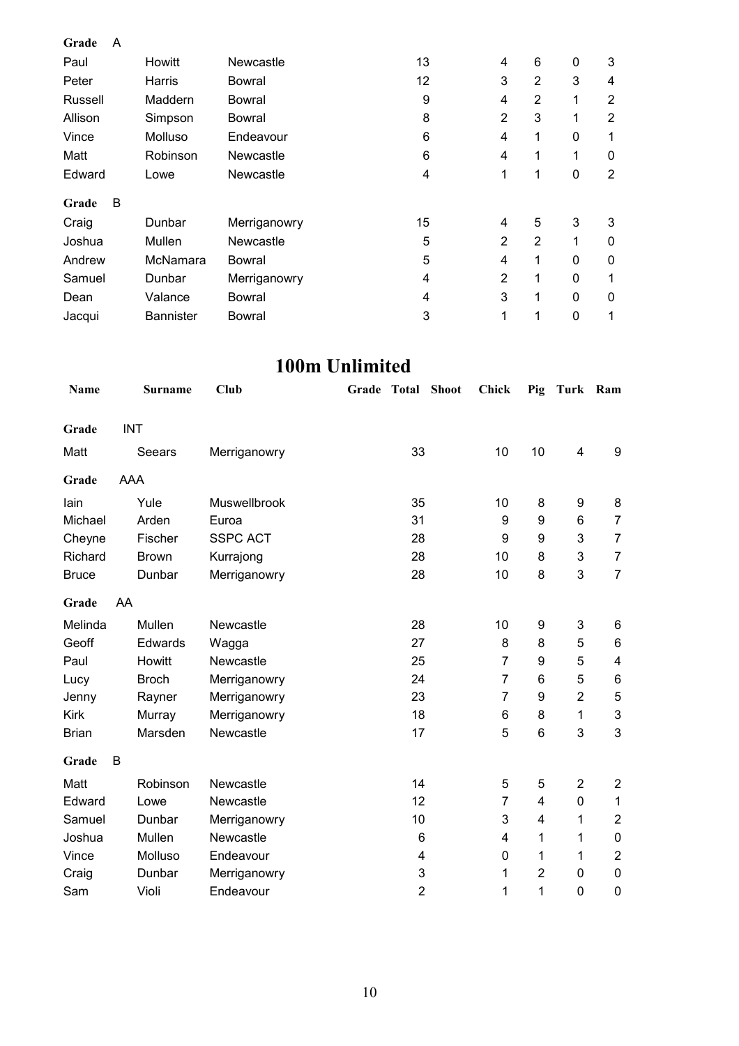| | | | | | | | | | |
|---|---|---|---|---|---|---|---|---|---|
| **Grade** | A | | | | | | | | |
| Paul | Howitt | Newcastle | | 13 | | 4 | 6 | 0 | 3 |
| Peter | Harris | Bowral | | 12 | | 3 | 2 | 3 | 4 |
| Russell | Maddern | Bowral | | 9 | | 4 | 2 | 1 | 2 |
| Allison | Simpson | Bowral | | 8 | | 2 | 3 | 1 | 2 |
| Vince | Molluso | Endeavour | | 6 | | 4 | 1 | 0 | 1 |
| Matt | Robinson | Newcastle | | 6 | | 4 | 1 | 1 | 0 |
| Edward | Lowe | Newcastle | | 4 | | 1 | 1 | 0 | 2 |
| **Grade** | B | | | | | | | | |
| Craig | Dunbar | Merriganowry | | 15 | | 4 | 5 | 3 | 3 |
| Joshua | Mullen | Newcastle | | 5 | | 2 | 2 | 1 | 0 |
| Andrew | McNamara | Bowral | | 5 | | 4 | 1 | 0 | 0 |
| Samuel | Dunbar | Merriganowry | | 4 | | 2 | 1 | 0 | 1 |
| Dean | Valance | Bowral | | 4 | | 3 | 1 | 0 | 0 |
| Jacqui | Bannister | Bowral | | 3 | | 1 | 1 | 0 | 1 |

# 100m Unlimited

| Name | Surname | Club | Grade | Total | Shoot | Chick | Pig | Turk | Ram |
|---|---|---|---|---|---|---|---|---|---|
| **Grade** | INT | | | | | | | | |
| Matt | Seears | Merriganowry | | 33 | | 10 | 10 | 4 | 9 |
| **Grade** | AAA | | | | | | | | |
| Iain | Yule | Muswellbrook | | 35 | | 10 | 8 | 9 | 8 |
| Michael | Arden | Euroa | | 31 | | 9 | 9 | 6 | 7 |
| Cheyne | Fischer | SSPC ACT | | 28 | | 9 | 9 | 3 | 7 |
| Richard | Brown | Kurrajong | | 28 | | 10 | 8 | 3 | 7 |
| Bruce | Dunbar | Merriganowry | | 28 | | 10 | 8 | 3 | 7 |
| **Grade** | AA | | | | | | | | |
| Melinda | Mullen | Newcastle | | 28 | | 10 | 9 | 3 | 6 |
| Geoff | Edwards | Wagga | | 27 | | 8 | 8 | 5 | 6 |
| Paul | Howitt | Newcastle | | 25 | | 7 | 9 | 5 | 4 |
| Lucy | Broch | Merriganowry | | 24 | | 7 | 6 | 5 | 6 |
| Jenny | Rayner | Merriganowry | | 23 | | 7 | 9 | 2 | 5 |
| Kirk | Murray | Merriganowry | | 18 | | 6 | 8 | 1 | 3 |
| Brian | Marsden | Newcastle | | 17 | | 5 | 6 | 3 | 3 |
| **Grade** | B | | | | | | | | |
| Matt | Robinson | Newcastle | | 14 | | 5 | 5 | 2 | 2 |
| Edward | Lowe | Newcastle | | 12 | | 7 | 4 | 0 | 1 |
| Samuel | Dunbar | Merriganowry | | 10 | | 3 | 4 | 1 | 2 |
| Joshua | Mullen | Newcastle | | 6 | | 4 | 1 | 1 | 0 |
| Vince | Molluso | Endeavour | | 4 | | 0 | 1 | 1 | 2 |
| Craig | Dunbar | Merriganowry | | 3 | | 1 | 2 | 0 | 0 |
| Sam | Violi | Endeavour | | 2 | | 1 | 1 | 0 | 0 |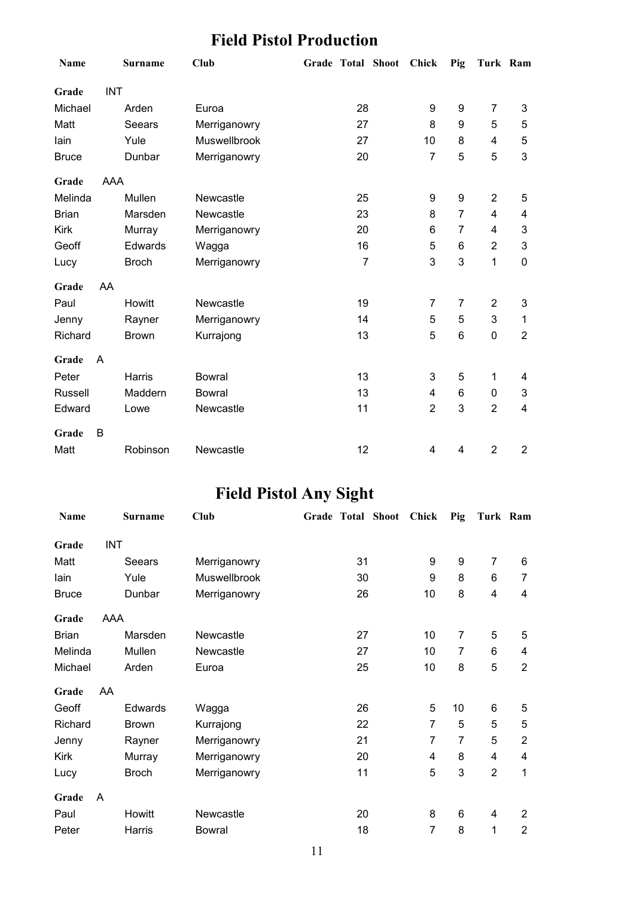# Field Pistol Production

| Name | Surname | Club | Grade | Total | Shoot | Chick | Pig | Turk | Ram |
|---|---|---|---|---|---|---|---|---|---|
| **Grade** INT | | | | | | | | | |
| Michael | Arden | Euroa | | 28 | | 9 | 9 | 7 | 3 |
| Matt | Seears | Merriganowry | | 27 | | 8 | 9 | 5 | 5 |
| Iain | Yule | Muswellbrook | | 27 | | 10 | 8 | 4 | 5 |
| Bruce | Dunbar | Merriganowry | | 20 | | 7 | 5 | 5 | 3 |
| **Grade** AAA | | | | | | | | | |
| Melinda | Mullen | Newcastle | | 25 | | 9 | 9 | 2 | 5 |
| Brian | Marsden | Newcastle | | 23 | | 8 | 7 | 4 | 4 |
| Kirk | Murray | Merriganowry | | 20 | | 6 | 7 | 4 | 3 |
| Geoff | Edwards | Wagga | | 16 | | 5 | 6 | 2 | 3 |
| Lucy | Broch | Merriganowry | | 7 | | 3 | 3 | 1 | 0 |
| **Grade** AA | | | | | | | | | |
| Paul | Howitt | Newcastle | | 19 | | 7 | 7 | 2 | 3 |
| Jenny | Rayner | Merriganowry | | 14 | | 5 | 5 | 3 | 1 |
| Richard | Brown | Kurrajong | | 13 | | 5 | 6 | 0 | 2 |
| **Grade** A | | | | | | | | | |
| Peter | Harris | Bowral | | 13 | | 3 | 5 | 1 | 4 |
| Russell | Maddern | Bowral | | 13 | | 4 | 6 | 0 | 3 |
| Edward | Lowe | Newcastle | | 11 | | 2 | 3 | 2 | 4 |
| **Grade** B | | | | | | | | | |
| Matt | Robinson | Newcastle | | 12 | | 4 | 4 | 2 | 2 |

# Field Pistol Any Sight

| Name | Surname | Club | Grade | Total | Shoot | Chick | Pig | Turk | Ram |
|---|---|---|---|---|---|---|---|---|---|
| **Grade** INT | | | | | | | | | |
| Matt | Seears | Merriganowry | | 31 | | 9 | 9 | 7 | 6 |
| Iain | Yule | Muswellbrook | | 30 | | 9 | 8 | 6 | 7 |
| Bruce | Dunbar | Merriganowry | | 26 | | 10 | 8 | 4 | 4 |
| **Grade** AAA | | | | | | | | | |
| Brian | Marsden | Newcastle | | 27 | | 10 | 7 | 5 | 5 |
| Melinda | Mullen | Newcastle | | 27 | | 10 | 7 | 6 | 4 |
| Michael | Arden | Euroa | | 25 | | 10 | 8 | 5 | 2 |
| **Grade** AA | | | | | | | | | |
| Geoff | Edwards | Wagga | | 26 | | 5 | 10 | 6 | 5 |
| Richard | Brown | Kurrajong | | 22 | | 7 | 5 | 5 | 5 |
| Jenny | Rayner | Merriganowry | | 21 | | 7 | 7 | 5 | 2 |
| Kirk | Murray | Merriganowry | | 20 | | 4 | 8 | 4 | 4 |
| Lucy | Broch | Merriganowry | | 11 | | 5 | 3 | 2 | 1 |
| **Grade** A | | | | | | | | | |
| Paul | Howitt | Newcastle | | 20 | | 8 | 6 | 4 | 2 |
| Peter | Harris | Bowral | | 18 | | 7 | 8 | 1 | 2 |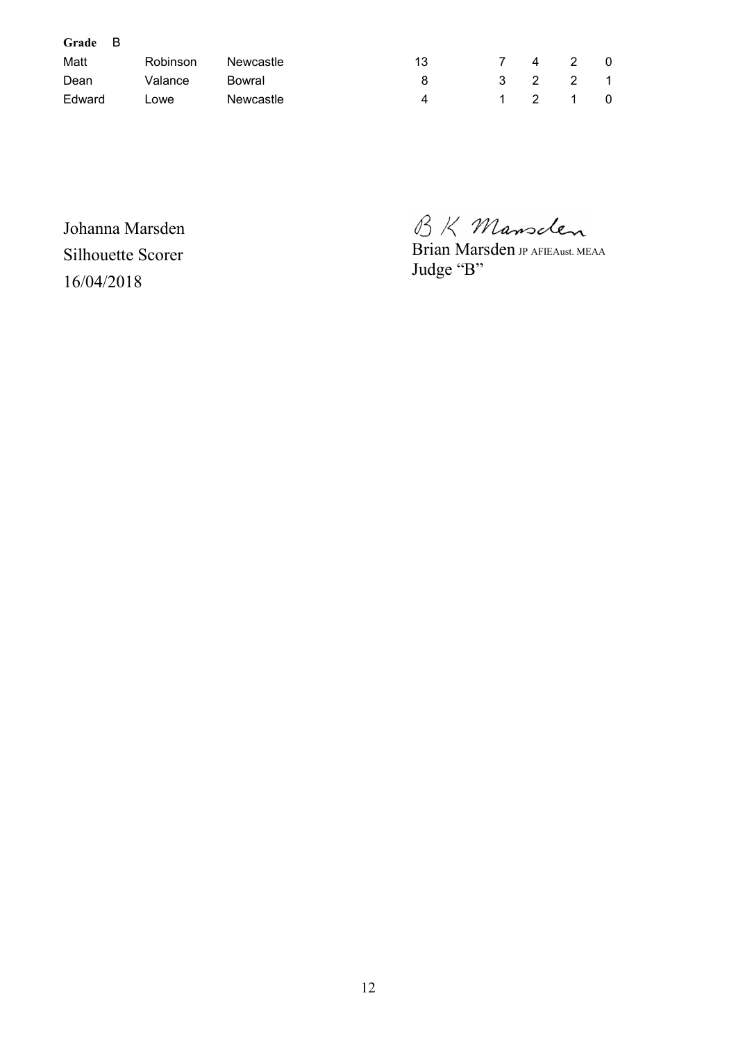**Grade** B

| | | | | | | | |
|---|---|---|---|---|---|---|---|
| Matt | Robinson | Newcastle | 13 | 7 | 4 | 2 | 0 |
| Dean | Valance | Bowral | 8 | 3 | 2 | 2 | 1 |
| Edward | Lowe | Newcastle | 4 | 1 | 2 | 1 | 0 |

Johanna Marsden
Silhouette Scorer
16/04/2018

B K Marsden
Brian Marsden JP AFIEAust. MEAA
Judge "B"